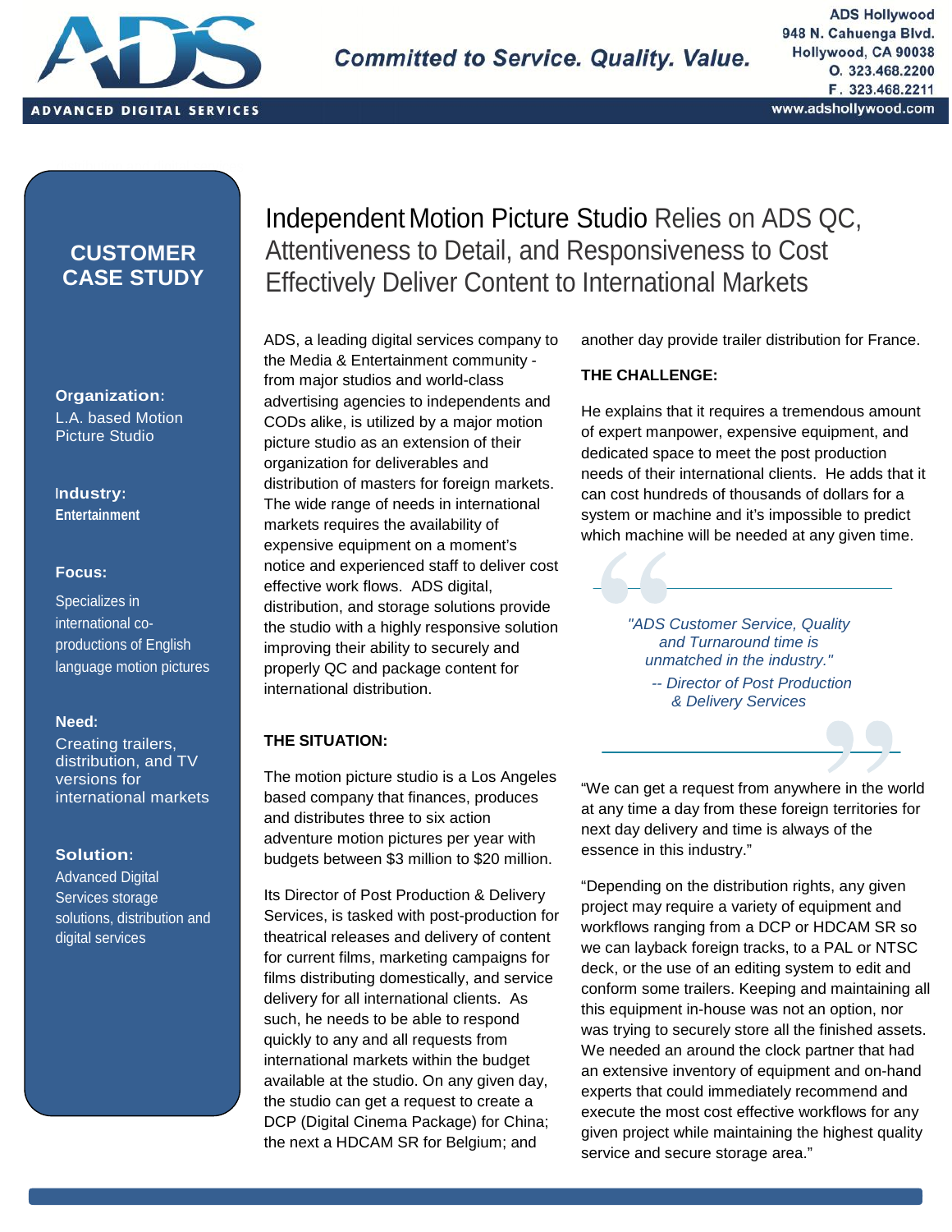ADS Hollywood
948 N. Cahuenga Blvd.
Hollywood, CA 90038
O. 323.468.2200
F. 323.468.2211
www.adshollywood.com

ADVANCED DIGITAL SERVICES

*Committed to Service. Quality. Value.*

## CUSTOMER CASE STUDY

**Organization:**
L.A. based Motion Picture Studio

**Industry:**
**Entertainment**

**Focus:**
Specializes in international co-productions of English language motion pictures

**Need:**
Creating trailers, distribution, and TV versions for international markets

**Solution:**
Advanced Digital Services storage solutions, distribution and digital services

# Independent Motion Picture Studio Relies on ADS QC, Attentiveness to Detail, and Responsiveness to Cost Effectively Deliver Content to International Markets

ADS, a leading digital services company to the Media & Entertainment community - from major studios and world-class advertising agencies to independents and CODs alike, is utilized by a major motion picture studio as an extension of their organization for deliverables and distribution of masters for foreign markets. The wide range of needs in international markets requires the availability of expensive equipment on a moment's notice and experienced staff to deliver cost effective work flows. ADS digital, distribution, and storage solutions provide the studio with a highly responsive solution improving their ability to securely and properly QC and package content for international distribution.

### THE SITUATION:

The motion picture studio is a Los Angeles based company that finances, produces and distributes three to six action adventure motion pictures per year with budgets between $3 million to $20 million.

Its Director of Post Production & Delivery Services, is tasked with post-production for theatrical releases and delivery of content for current films, marketing campaigns for films distributing domestically, and service delivery for all international clients. As such, he needs to be able to respond quickly to any and all requests from international markets within the budget available at the studio. On any given day, the studio can get a request to create a DCP (Digital Cinema Package) for China; the next a HDCAM SR for Belgium; and another day provide trailer distribution for France.

### THE CHALLENGE:

He explains that it requires a tremendous amount of expert manpower, expensive equipment, and dedicated space to meet the post production needs of their international clients. He adds that it can cost hundreds of thousands of dollars for a system or machine and it's impossible to predict which machine will be needed at any given time.

> *"ADS Customer Service, Quality and Turnaround time is unmatched in the industry."*
> *-- Director of Post Production & Delivery Services*

"We can get a request from anywhere in the world at any time a day from these foreign territories for next day delivery and time is always of the essence in this industry."

"Depending on the distribution rights, any given project may require a variety of equipment and workflows ranging from a DCP or HDCAM SR so we can layback foreign tracks, to a PAL or NTSC deck, or the use of an editing system to edit and conform some trailers. Keeping and maintaining all this equipment in-house was not an option, nor was trying to securely store all the finished assets. We needed an around the clock partner that had an extensive inventory of equipment and on-hand experts that could immediately recommend and execute the most cost effective workflows for any given project while maintaining the highest quality service and secure storage area."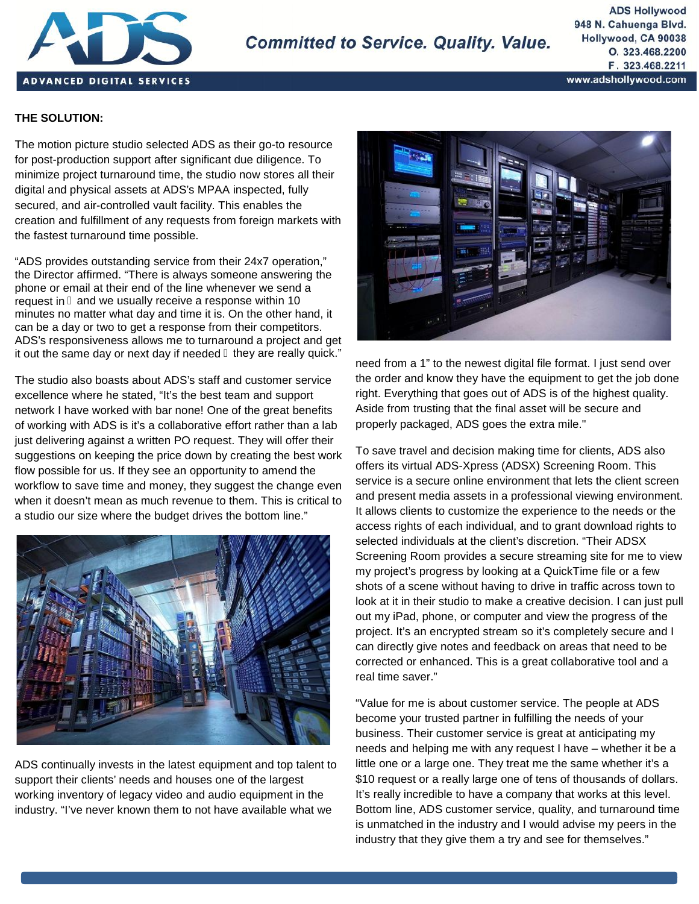**THE SOLUTION:**

The motion picture studio selected ADS as their go-to resource for post-production support after significant due diligence. To minimize project turnaround time, the studio now stores all their digital and physical assets at ADS's MPAA inspected, fully secured, and air-controlled vault facility. This enables the creation and fulfillment of any requests from foreign markets with the fastest turnaround time possible.

"ADS provides outstanding service from their 24x7 operation," the Director affirmed. "There is always someone answering the phone or email at their end of the line whenever we send a request in  and we usually receive a response within 10 minutes no matter what day and time it is. On the other hand, it can be a day or two to get a response from their competitors. ADS's responsiveness allows me to turnaround a project and get it out the same day or next day if needed  they are really quick."

The studio also boasts about ADS's staff and customer service excellence where he stated, "It's the best team and support network I have worked with bar none! One of the great benefits of working with ADS is it's a collaborative effort rather than a lab just delivering against a written PO request. They will offer their suggestions on keeping the price down by creating the best work flow possible for us. If they see an opportunity to amend the workflow to save time and money, they suggest the change even when it doesn't mean as much revenue to them. This is critical to a studio our size where the budget drives the bottom line."

ADS continually invests in the latest equipment and top talent to support their clients' needs and houses one of the largest working inventory of legacy video and audio equipment in the industry. "I've never known them to not have available what we need from a 1" to the newest digital file format. I just send over the order and know they have the equipment to get the job done right. Everything that goes out of ADS is of the highest quality. Aside from trusting that the final asset will be secure and properly packaged, ADS goes the extra mile."

To save travel and decision making time for clients, ADS also offers its virtual ADS-Xpress (ADSX) Screening Room. This service is a secure online environment that lets the client screen and present media assets in a professional viewing environment. It allows clients to customize the experience to the needs or the access rights of each individual, and to grant download rights to selected individuals at the client's discretion. "Their ADSX Screening Room provides a secure streaming site for me to view my project's progress by looking at a QuickTime file or a few shots of a scene without having to drive in traffic across town to look at it in their studio to make a creative decision. I can just pull out my iPad, phone, or computer and view the progress of the project. It's an encrypted stream so it's completely secure and I can directly give notes and feedback on areas that need to be corrected or enhanced. This is a great collaborative tool and a real time saver."

"Value for me is about customer service. The people at ADS become your trusted partner in fulfilling the needs of your business. Their customer service is great at anticipating my needs and helping me with any request I have – whether it be a little one or a large one. They treat me the same whether it's a $10 request or a really large one of tens of thousands of dollars. It's really incredible to have a company that works at this level. Bottom line, ADS customer service, quality, and turnaround time is unmatched in the industry and I would advise my peers in the industry that they give them a try and see for themselves."